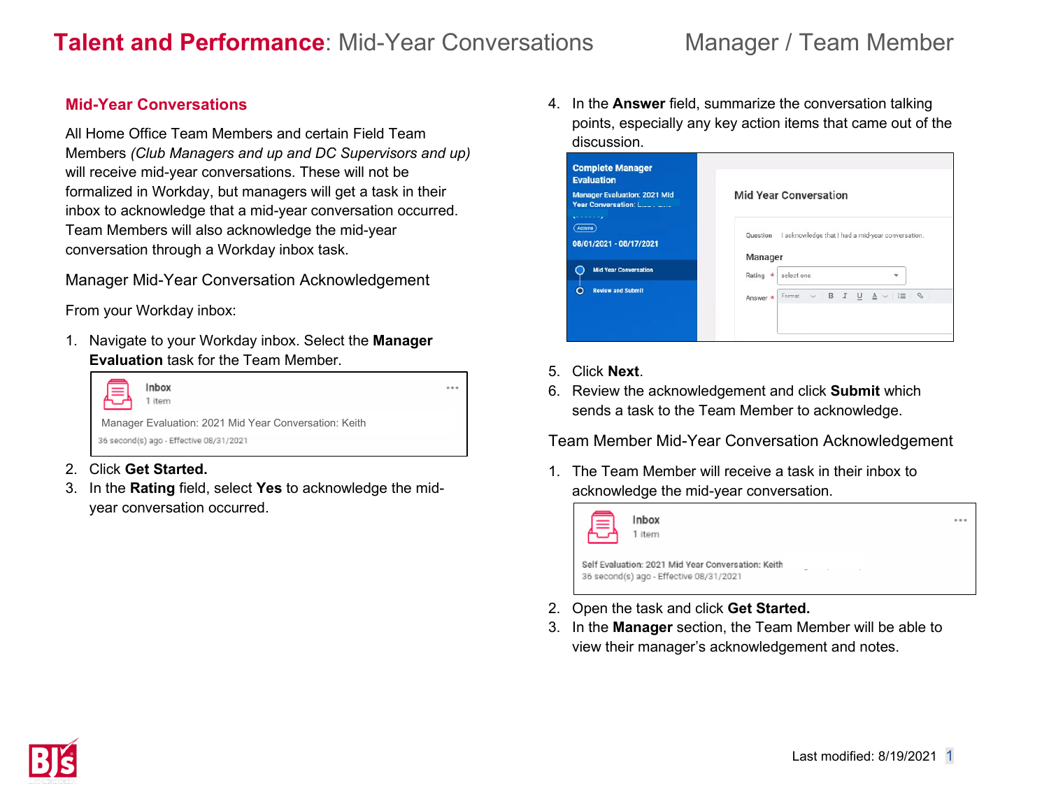# **Talent and Performance**: Mid-Year Conversations — Manager / Team Member

## Mid-Year Conversations

All Home Office Team Members and certain Field Team Members *(Club Managers and up and DC Supervisors and up)* will receive mid-year conversations. These will not be formalized in Workday, but managers will get a task in their inbox to acknowledge that a mid-year conversation occurred. Team Members will also acknowledge the mid-year conversation through a Workday inbox task.

### Manager Mid-Year Conversation Acknowledgement

From your Workday inbox:

1. Navigate to your Workday inbox. Select the **Manager Evaluation** task for the Team Member.
2. Click **Get Started.**
3. In the **Rating** field, select **Yes** to acknowledge the mid-year conversation occurred.
4. In the **Answer** field, summarize the conversation talking points, especially any key action items that came out of the discussion.
5. Click **Next**.
6. Review the acknowledgement and click **Submit** which sends a task to the Team Member to acknowledge.

### Team Member Mid-Year Conversation Acknowledgement

1. The Team Member will receive a task in their inbox to acknowledge the mid-year conversation.
2. Open the task and click **Get Started.**
3. In the **Manager** section, the Team Member will be able to view their manager's acknowledgement and notes.

Last modified: 8/19/2021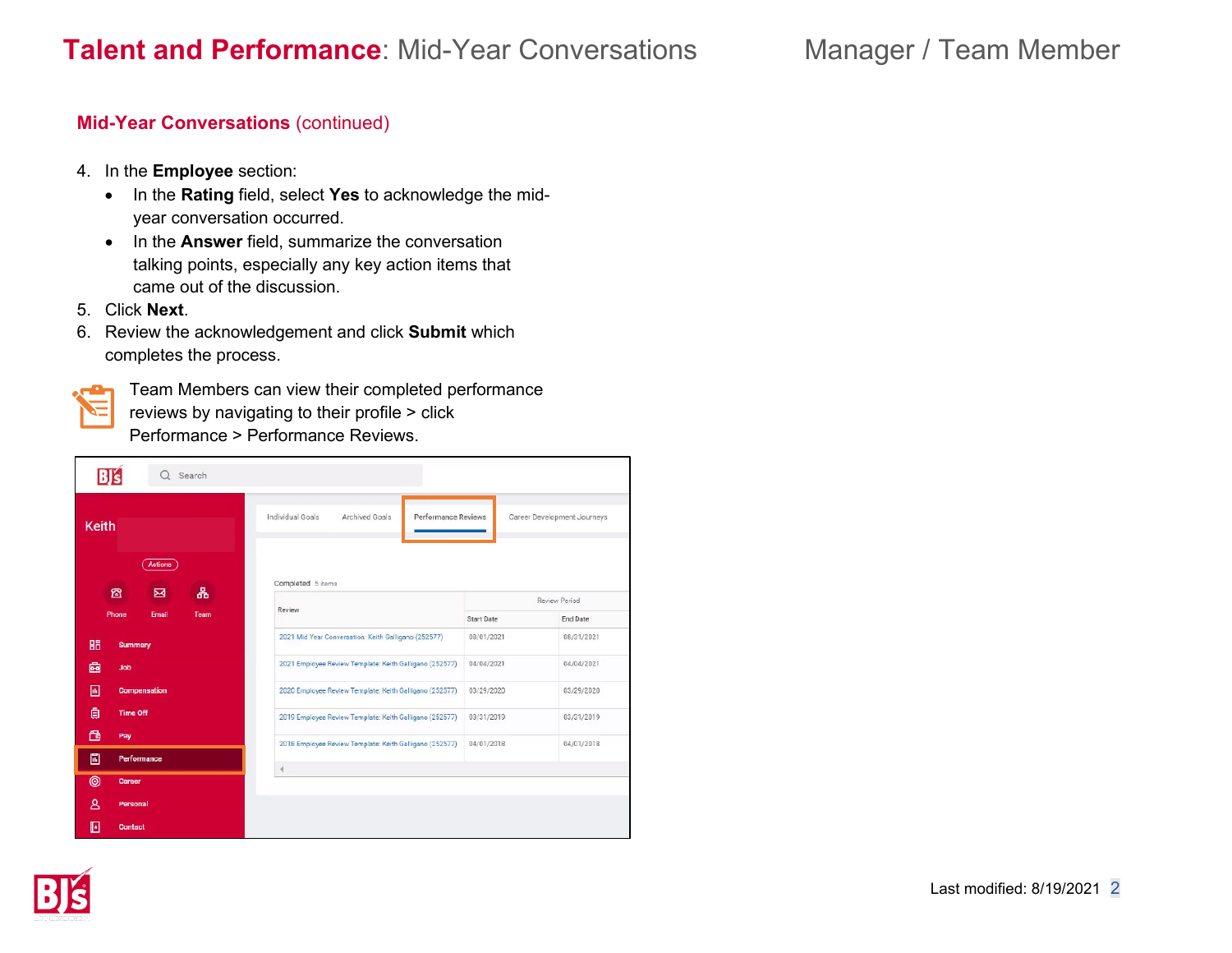# **Talent and Performance**: Mid-Year Conversations

Manager / Team Member

## Mid-Year Conversations (continued)

4. In the **Employee** section:
   - In the **Rating** field, select **Yes** to acknowledge the mid-year conversation occurred.
   - In the **Answer** field, summarize the conversation talking points, especially any key action items that came out of the discussion.
5. Click **Next**.
6. Review the acknowledgement and click **Submit** which completes the process.

Team Members can view their completed performance reviews by navigating to their profile > click Performance > Performance Reviews.

Last modified: 8/19/2021